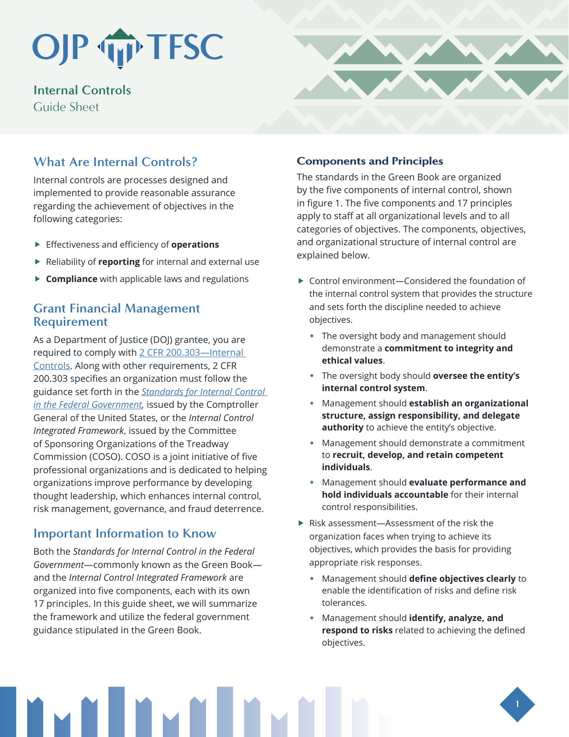# Internal Controls

Guide Sheet

## What Are Internal Controls?

Internal controls are processes designed and implemented to provide reasonable assurance regarding the achievement of objectives in the following categories:

- Effectiveness and efficiency of **operations**
- Reliability of **reporting** for internal and external use
- **Compliance** with applicable laws and regulations

## Grant Financial Management Requirement

As a Department of Justice (DOJ) grantee, you are required to comply with 2 CFR 200.303—Internal Controls. Along with other requirements, 2 CFR 200.303 specifies an organization must follow the guidance set forth in the *Standards for Internal Control in the Federal Government*, issued by the Comptroller General of the United States, or the *Internal Control Integrated Framework*, issued by the Committee of Sponsoring Organizations of the Treadway Commission (COSO). COSO is a joint initiative of five professional organizations and is dedicated to helping organizations improve performance by developing thought leadership, which enhances internal control, risk management, governance, and fraud deterrence.

## Important Information to Know

Both the *Standards for Internal Control in the Federal Government*—commonly known as the Green Book—and the *Internal Control Integrated Framework* are organized into five components, each with its own 17 principles. In this guide sheet, we will summarize the framework and utilize the federal government guidance stipulated in the Green Book.

### Components and Principles

The standards in the Green Book are organized by the five components of internal control, shown in figure 1. The five components and 17 principles apply to staff at all organizational levels and to all categories of objectives. The components, objectives, and organizational structure of internal control are explained below.

- Control environment—Considered the foundation of the internal control system that provides the structure and sets forth the discipline needed to achieve objectives.
  - The oversight body and management should demonstrate a **commitment to integrity and ethical values**.
  - The oversight body should **oversee the entity's internal control system**.
  - Management should **establish an organizational structure, assign responsibility, and delegate authority** to achieve the entity's objective.
  - Management should demonstrate a commitment to **recruit, develop, and retain competent individuals**.
  - Management should **evaluate performance and hold individuals accountable** for their internal control responsibilities.
- Risk assessment—Assessment of the risk the organization faces when trying to achieve its objectives, which provides the basis for providing appropriate risk responses.
  - Management should **define objectives clearly** to enable the identification of risks and define risk tolerances.
  - Management should **identify, analyze, and respond to risks** related to achieving the defined objectives.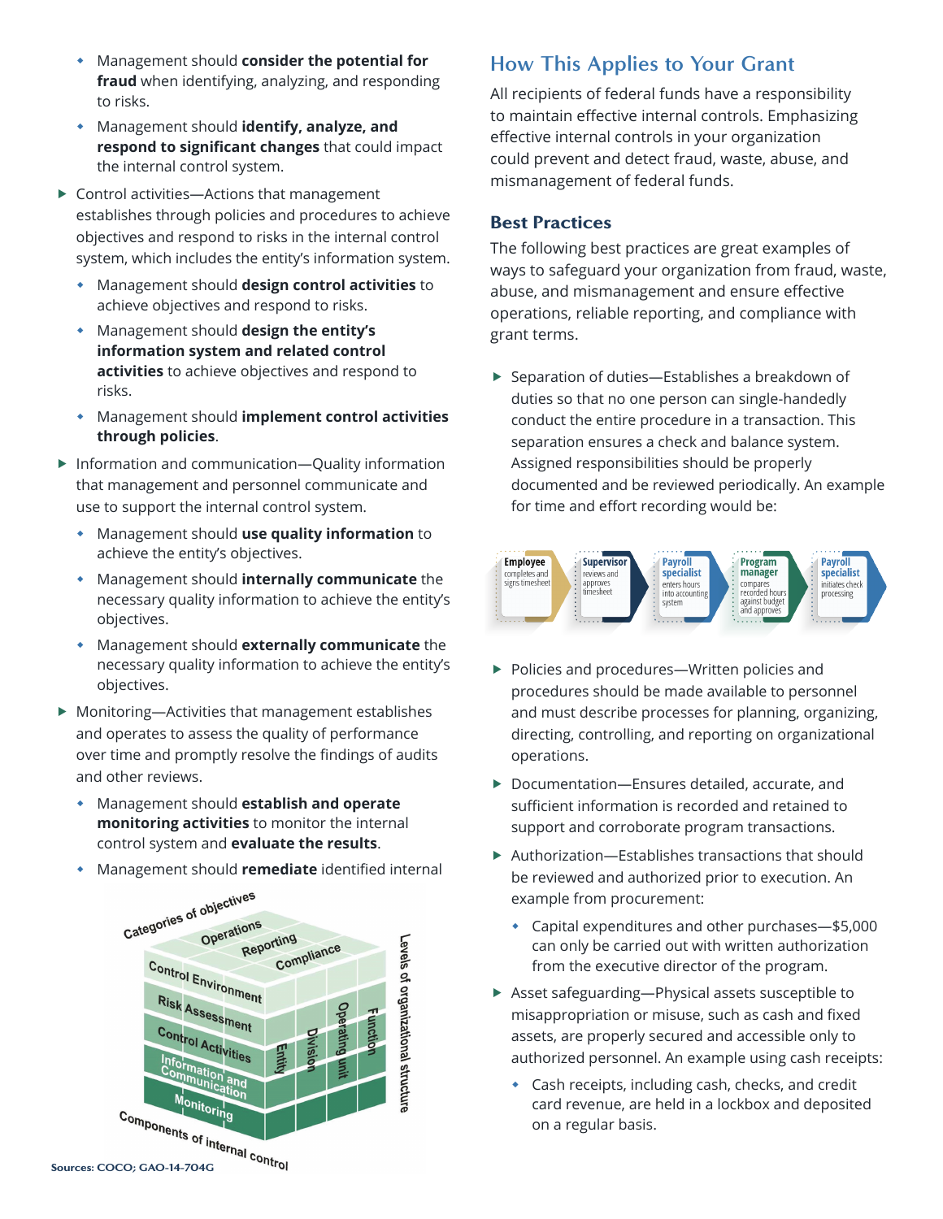- Management should **consider the potential for fraud** when identifying, analyzing, and responding to risks.
- Management should **identify, analyze, and respond to significant changes** that could impact the internal control system.

- Control activities—Actions that management establishes through policies and procedures to achieve objectives and respond to risks in the internal control system, which includes the entity's information system.
  - Management should **design control activities** to achieve objectives and respond to risks.
  - Management should **design the entity's information system and related control activities** to achieve objectives and respond to risks.
  - Management should **implement control activities through policies**.
- Information and communication—Quality information that management and personnel communicate and use to support the internal control system.
  - Management should **use quality information** to achieve the entity's objectives.
  - Management should **internally communicate** the necessary quality information to achieve the entity's objectives.
  - Management should **externally communicate** the necessary quality information to achieve the entity's objectives.
- Monitoring—Activities that management establishes and operates to assess the quality of performance over time and promptly resolve the findings of audits and other reviews.
  - Management should **establish and operate monitoring activities** to monitor the internal control system and **evaluate the results**.
  - Management should **remediate** identified internal

Categories of objectives: Operations, Reporting, Compliance

Components of internal control: Control Environment, Risk Assessment, Control Activities, Information and Communication, Monitoring

Levels of organizational structure: Entity, Division, Operating unit, Function

Sources: COCO; GAO-14-704G

## How This Applies to Your Grant

All recipients of federal funds have a responsibility to maintain effective internal controls. Emphasizing effective internal controls in your organization could prevent and detect fraud, waste, abuse, and mismanagement of federal funds.

### Best Practices

The following best practices are great examples of ways to safeguard your organization from fraud, waste, abuse, and mismanagement and ensure effective operations, reliable reporting, and compliance with grant terms.

- Separation of duties—Establishes a breakdown of duties so that no one person can single-handedly conduct the entire procedure in a transaction. This separation ensures a check and balance system. Assigned responsibilities should be properly documented and be reviewed periodically. An example for time and effort recording would be:

**Employee** completes and signs timesheet → **Supervisor** reviews and approves timesheet → **Payroll specialist** enters hours into accounting system → **Program manager** compares recorded hours against budget and approves → **Payroll specialist** initiates check processing

- Policies and procedures—Written policies and procedures should be made available to personnel and must describe processes for planning, organizing, directing, controlling, and reporting on organizational operations.
- Documentation—Ensures detailed, accurate, and sufficient information is recorded and retained to support and corroborate program transactions.
- Authorization—Establishes transactions that should be reviewed and authorized prior to execution. An example from procurement:
  - Capital expenditures and other purchases—$5,000 can only be carried out with written authorization from the executive director of the program.
- Asset safeguarding—Physical assets susceptible to misappropriation or misuse, such as cash and fixed assets, are properly secured and accessible only to authorized personnel. An example using cash receipts:
  - Cash receipts, including cash, checks, and credit card revenue, are held in a lockbox and deposited on a regular basis.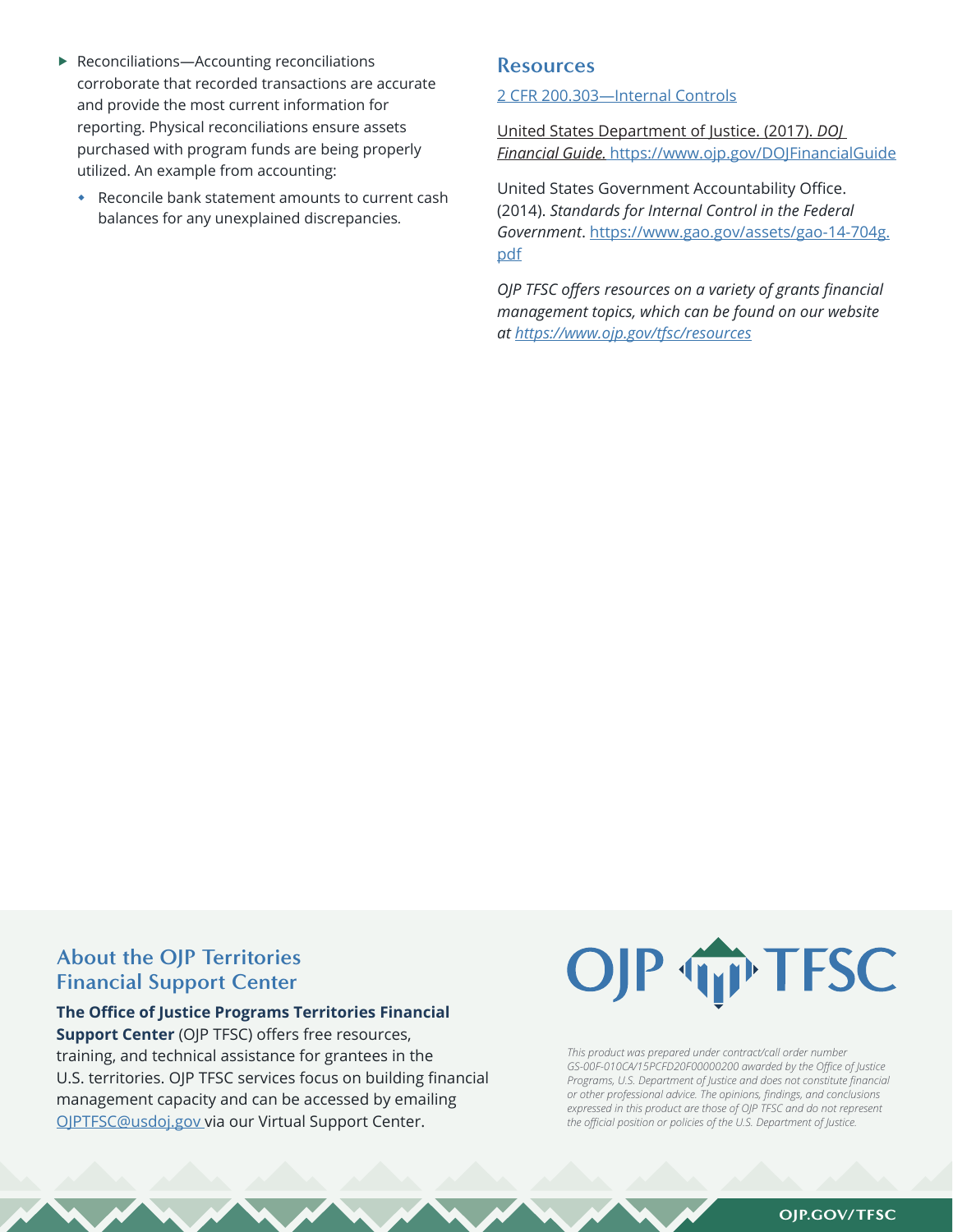- Reconciliations—Accounting reconciliations corroborate that recorded transactions are accurate and provide the most current information for reporting. Physical reconciliations ensure assets purchased with program funds are being properly utilized. An example from accounting:
  - Reconcile bank statement amounts to current cash balances for any unexplained discrepancies.

## Resources

2 CFR 200.303—Internal Controls

United States Department of Justice. (2017). *DOJ Financial Guide.* https://www.ojp.gov/DOJFinancialGuide

United States Government Accountability Office. (2014). *Standards for Internal Control in the Federal Government*. https://www.gao.gov/assets/gao-14-704g.pdf

*OJP TFSC offers resources on a variety of grants financial management topics, which can be found on our website at https://www.ojp.gov/tfsc/resources*

## About the OJP Territories Financial Support Center

**The Office of Justice Programs Territories Financial Support Center** (OJP TFSC) offers free resources, training, and technical assistance for grantees in the U.S. territories. OJP TFSC services focus on building financial management capacity and can be accessed by emailing OJPTFSC@usdoj.gov via our Virtual Support Center.

OJP TFSC

*This product was prepared under contract/call order number GS-00F-010CA/15PCFD20F00000200 awarded by the Office of Justice Programs, U.S. Department of Justice and does not constitute financial or other professional advice. The opinions, findings, and conclusions expressed in this product are those of OJP TFSC and do not represent the official position or policies of the U.S. Department of Justice.*

OJP.GOV/TFSC